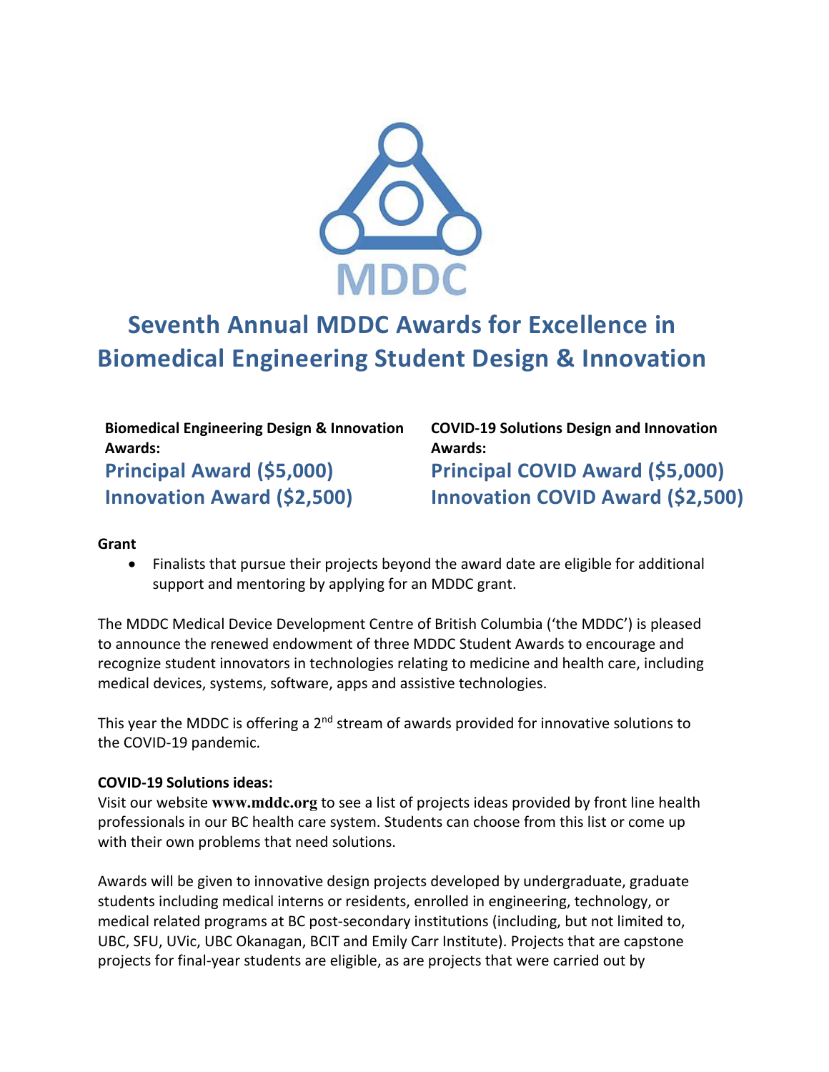MDDC

# Seventh Annual MDDC Awards for Excellence in Biomedical Engineering Student Design & Innovation

**Biomedical Engineering Design & Innovation Awards:**

## Principal Award ($5,000)
## Innovation Award ($2,500)

**COVID-19 Solutions Design and Innovation Awards:**

## Principal COVID Award ($5,000)
## Innovation COVID Award ($2,500)

**Grant**

- Finalists that pursue their projects beyond the award date are eligible for additional support and mentoring by applying for an MDDC grant.

The MDDC Medical Device Development Centre of British Columbia ('the MDDC') is pleased to announce the renewed endowment of three MDDC Student Awards to encourage and recognize student innovators in technologies relating to medicine and health care, including medical devices, systems, software, apps and assistive technologies.

This year the MDDC is offering a 2nd stream of awards provided for innovative solutions to the COVID-19 pandemic.

**COVID-19 Solutions ideas:**
Visit our website **www.mddc.org** to see a list of projects ideas provided by front line health professionals in our BC health care system. Students can choose from this list or come up with their own problems that need solutions.

Awards will be given to innovative design projects developed by undergraduate, graduate students including medical interns or residents, enrolled in engineering, technology, or medical related programs at BC post-secondary institutions (including, but not limited to, UBC, SFU, UVic, UBC Okanagan, BCIT and Emily Carr Institute). Projects that are capstone projects for final-year students are eligible, as are projects that were carried out by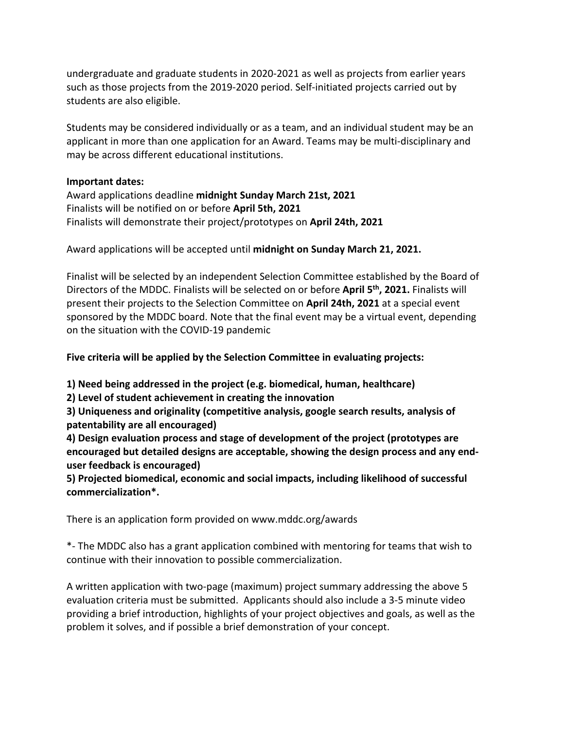undergraduate and graduate students in 2020-2021 as well as projects from earlier years such as those projects from the 2019-2020 period. Self-initiated projects carried out by students are also eligible.

Students may be considered individually or as a team, and an individual student may be an applicant in more than one application for an Award. Teams may be multi-disciplinary and may be across different educational institutions.

**Important dates:**
Award applications deadline **midnight Sunday March 21st, 2021**
Finalists will be notified on or before **April 5th, 2021**
Finalists will demonstrate their project/prototypes on **April 24th, 2021**

Award applications will be accepted until **midnight on Sunday March 21, 2021.**

Finalist will be selected by an independent Selection Committee established by the Board of Directors of the MDDC. Finalists will be selected on or before **April 5th, 2021.** Finalists will present their projects to the Selection Committee on **April 24th, 2021** at a special event sponsored by the MDDC board. Note that the final event may be a virtual event, depending on the situation with the COVID-19 pandemic

**Five criteria will be applied by the Selection Committee in evaluating projects:**

**1) Need being addressed in the project (e.g. biomedical, human, healthcare)**
**2) Level of student achievement in creating the innovation**
**3) Uniqueness and originality (competitive analysis, google search results, analysis of patentability are all encouraged)**
**4) Design evaluation process and stage of development of the project (prototypes are encouraged but detailed designs are acceptable, showing the design process and any end-user feedback is encouraged)**
**5) Projected biomedical, economic and social impacts, including likelihood of successful commercialization*.**

There is an application form provided on www.mddc.org/awards

*- The MDDC also has a grant application combined with mentoring for teams that wish to continue with their innovation to possible commercialization.

A written application with two-page (maximum) project summary addressing the above 5 evaluation criteria must be submitted. Applicants should also include a 3-5 minute video providing a brief introduction, highlights of your project objectives and goals, as well as the problem it solves, and if possible a brief demonstration of your concept.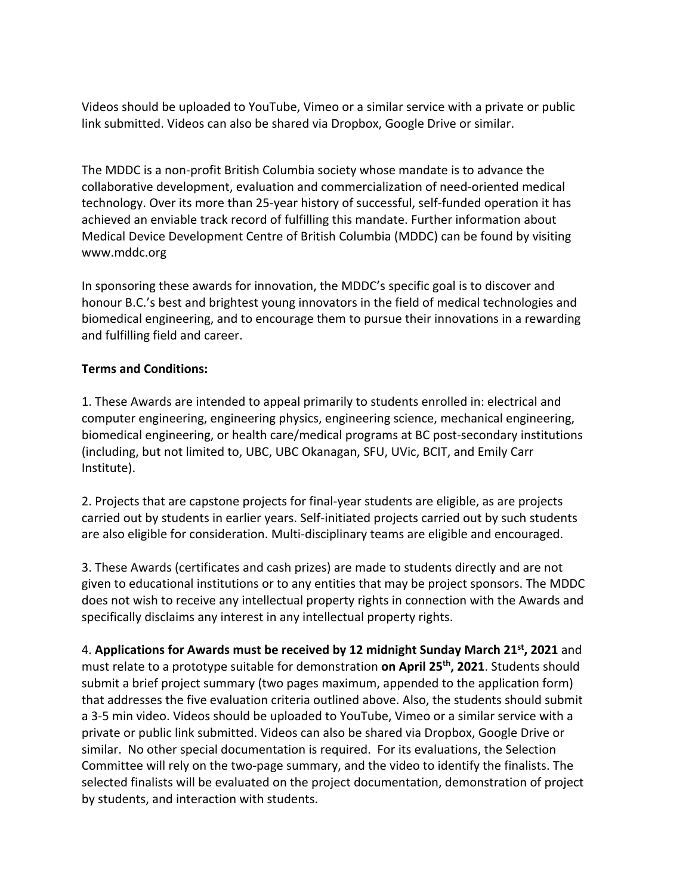Videos should be uploaded to YouTube, Vimeo or a similar service with a private or public link submitted. Videos can also be shared via Dropbox, Google Drive or similar.

The MDDC is a non-profit British Columbia society whose mandate is to advance the collaborative development, evaluation and commercialization of need-oriented medical technology. Over its more than 25-year history of successful, self-funded operation it has achieved an enviable track record of fulfilling this mandate. Further information about Medical Device Development Centre of British Columbia (MDDC) can be found by visiting www.mddc.org

In sponsoring these awards for innovation, the MDDC's specific goal is to discover and honour B.C.'s best and brightest young innovators in the field of medical technologies and biomedical engineering, and to encourage them to pursue their innovations in a rewarding and fulfilling field and career.

**Terms and Conditions:**

1. These Awards are intended to appeal primarily to students enrolled in: electrical and computer engineering, engineering physics, engineering science, mechanical engineering, biomedical engineering, or health care/medical programs at BC post-secondary institutions (including, but not limited to, UBC, UBC Okanagan, SFU, UVic, BCIT, and Emily Carr Institute).

2. Projects that are capstone projects for final-year students are eligible, as are projects carried out by students in earlier years. Self-initiated projects carried out by such students are also eligible for consideration. Multi-disciplinary teams are eligible and encouraged.

3. These Awards (certificates and cash prizes) are made to students directly and are not given to educational institutions or to any entities that may be project sponsors. The MDDC does not wish to receive any intellectual property rights in connection with the Awards and specifically disclaims any interest in any intellectual property rights.

4. **Applications for Awards must be received by 12 midnight Sunday March 21st, 2021** and must relate to a prototype suitable for demonstration **on April 25th, 2021**. Students should submit a brief project summary (two pages maximum, appended to the application form) that addresses the five evaluation criteria outlined above. Also, the students should submit a 3-5 min video. Videos should be uploaded to YouTube, Vimeo or a similar service with a private or public link submitted. Videos can also be shared via Dropbox, Google Drive or similar. No other special documentation is required. For its evaluations, the Selection Committee will rely on the two-page summary, and the video to identify the finalists. The selected finalists will be evaluated on the project documentation, demonstration of project by students, and interaction with students.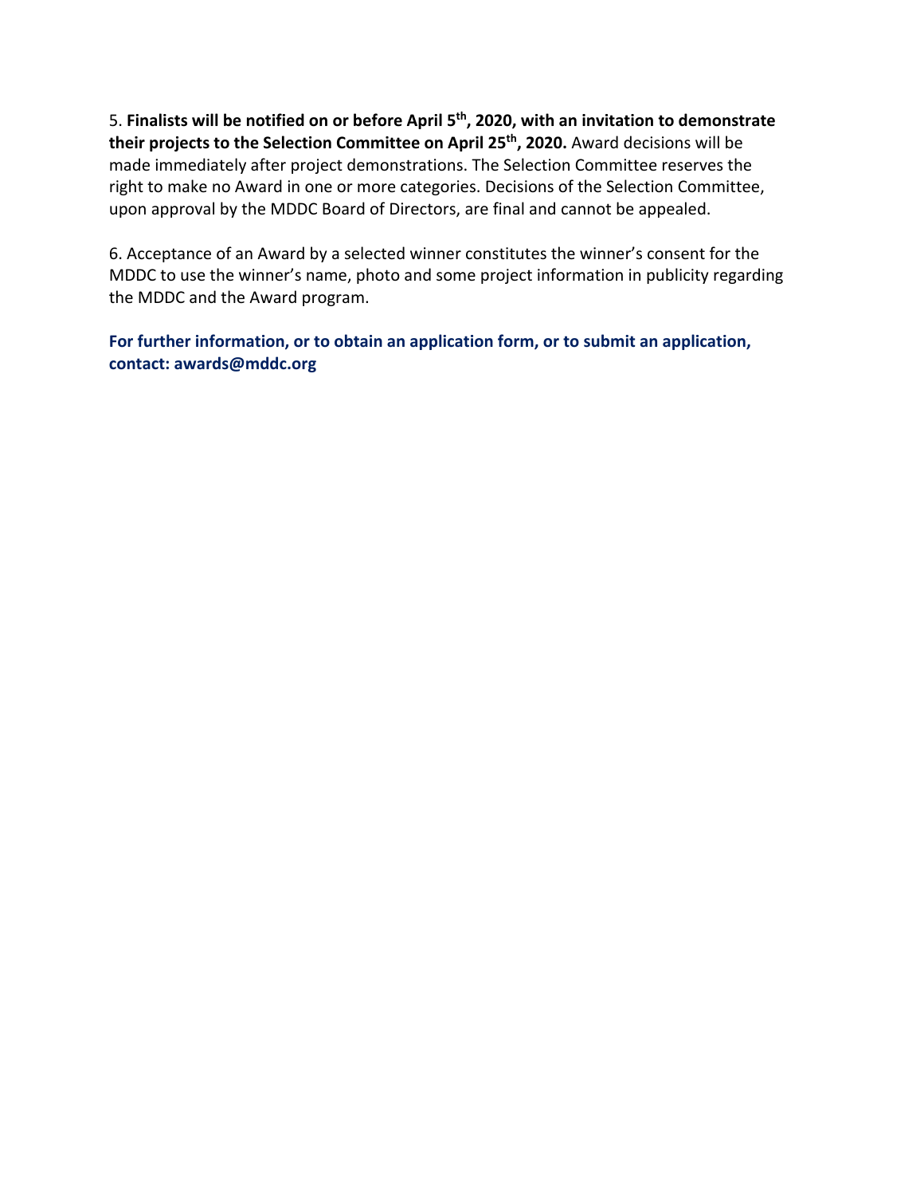5. **Finalists will be notified on or before April 5th, 2020, with an invitation to demonstrate their projects to the Selection Committee on April 25th, 2020.** Award decisions will be made immediately after project demonstrations. The Selection Committee reserves the right to make no Award in one or more categories. Decisions of the Selection Committee, upon approval by the MDDC Board of Directors, are final and cannot be appealed.

6. Acceptance of an Award by a selected winner constitutes the winner's consent for the MDDC to use the winner's name, photo and some project information in publicity regarding the MDDC and the Award program.

**For further information, or to obtain an application form, or to submit an application, contact: awards@mddc.org**